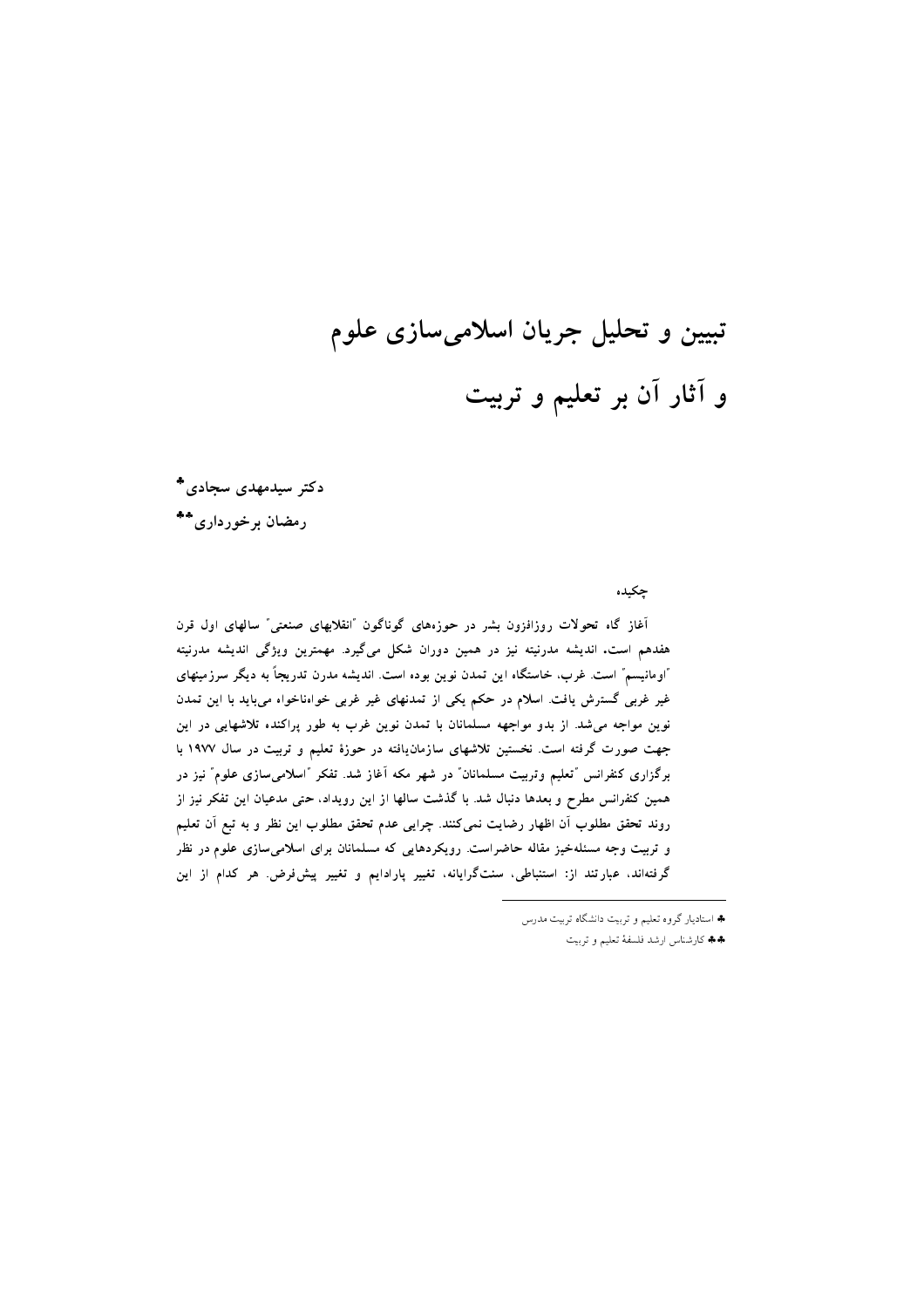# تبیین و تحلیل جریان اسلامی‌سازی علوم و آثار آن بر تعلیم و تربیت

**دکتر سیدمهدی سجادی** ♣

**رمضان برخورداری** ♣♣

چکیده

آغاز گاه تحولات روزافزون بشر در حوزه‌های گوناگون "انقلابهای صنعتی" سالهای اول قرن هفدهم است. اندیشه مدرنیته نیز در همین دوران شکل می‌گیرد. مهمترین ویژگی اندیشه مدرنیته "اومانیسم" است. غرب، خاستگاه این تمدن نوین بوده است. اندیشه مدرن تدریجاً به دیگر سرزمینهای غیر غربی گسترش یافت. اسلام در حکم یکی از تمدنهای غیر غربی خواه‌ناخواه می‌باید با این تمدن نوین مواجه می‌شد. از بدو مواجهه مسلمانان با تمدن نوین غرب به طور پراکنده تلاشهایی در این جهت صورت گرفته است. نخستین تلاشهای سازمان‌یافته در حوزهٔ تعلیم و تربیت در سال ۱۹۷۷ با برگزاری کنفرانس "تعلیم وتربیت مسلمانان" در شهر مکه آغاز شد. تفکر "اسلامی‌سازی علوم" نیز در همین کنفرانس مطرح و بعدها دنبال شد. با گذشت سالها از این رویداد، حتی مدعیان این تفکر نیز از روند تحقق مطلوب آن اظهار رضایت نمی‌کنند. چرایی عدم تحقق مطلوب این نظر و به تبع آن تعلیم و تربیت وجه مسئله‌خیز مقاله حاضراست. رویکردهایی که مسلمانان برای اسلامی‌سازی علوم در نظر گرفته‌اند، عبارتند از: استنباطی، سنت‌گرایانه، تغییر پارادایم و تغییر پیش‌فرض. هر کدام از این

---

♣ استادیار گروه تعلیم و تربیت دانشگاه تربیت مدرس

♣♣ کارشناس ارشد فلسفهٔ تعلیم و تربیت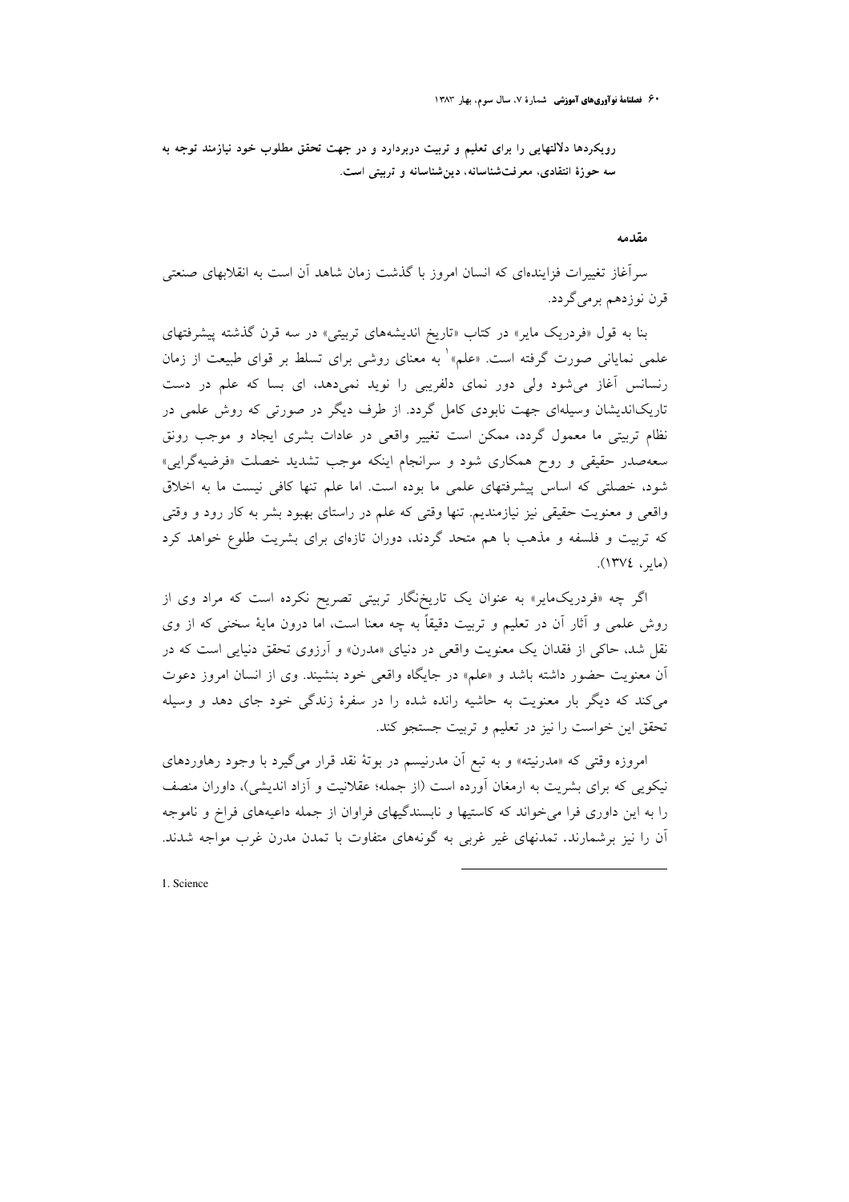**رویکردها دلالتهایی را برای تعلیم و تربیت دربردارد و در جهت تحقق مطلوب خود نیازمند توجه به سه حوزهٔ انتقادی، معرفت‌شناسانه، دین‌شناسانه و تربیتی است.**

## مقدمه

سرآغاز تغییرات فزاینده‌ای که انسان امروز با گذشت زمان شاهد آن است به انقلابهای صنعتی قرن نوزدهم برمی‌گردد.

بنا به قول «فردریک مایر» در کتاب «تاریخ اندیشه‌های تربیتی» در سه قرن گذشته پیشرفتهای علمی نمایانی صورت گرفته است. «علم»[1] به معنای روشی برای تسلط بر قوای طبیعت از زمان رنسانس آغاز می‌شود ولی دور نمای دلفریبی را نوید نمی‌دهد، ای بسا که علم در دست تاریک‌اندیشان وسیله‌ای جهت نابودی کامل گردد. از طرف دیگر در صورتی که روش علمی در نظام تربیتی ما معمول گردد، ممکن است تغییر واقعی در عادات بشری ایجاد و موجب رونق سعه‌صدر حقیقی و روح همکاری شود و سرانجام اینکه موجب تشدید خصلت «فرضیه‌گرایی» شود، خصلتی که اساس پیشرفتهای علمی ما بوده است. اما علم تنها کافی نیست ما به اخلاق واقعی و معنویت حقیقی نیز نیازمندیم. تنها وقتی که علم در راستای بهبود بشر به کار رود و وقتی که تربیت و فلسفه و مذهب با هم متحد گردند، دوران تازه‌ای برای بشریت طلوع خواهد کرد (مایر، ۱۳۷٤).

اگر چه «فردریک‌مایر» به عنوان یک تاریخ‌نگار تربیتی تصریح نکرده است که مراد وی از روش علمی و آثار آن در تعلیم و تربیت دقیقاً به چه معنا است، اما درون مایهٔ سخنی که از وی نقل شد، حاکی از فقدان یک معنویت واقعی در دنیای «مدرن» و آرزوی تحقق دنیایی است که در آن معنویت حضور داشته باشد و «علم» در جایگاه واقعی خود بنشیند. وی از انسان امروز دعوت می‌کند که دیگر بار معنویت به حاشیه رانده شده را در سفرهٔ زندگی خود جای دهد و وسیله تحقق این خواست را نیز در تعلیم و تربیت جستجو کند.

امروزه وقتی که «مدرنیته» و به تبع آن مدرنیسم در بوتهٔ نقد قرار می‌گیرد با وجود رهاوردهای نیکویی که برای بشریت به ارمغان آورده است (از جمله؛ عقلانیت و آزاد اندیشی)، داوران منصف را به این داوری فرا می‌خواند که کاستیها و نابسندگیهای فراوان از جمله داعیه‌های فراخ و ناموجه آن را نیز برشمارند. تمدنهای غیر غربی به گونه‌های متفاوت با تمدن مدرن غرب مواجه شدند.

---

1. Science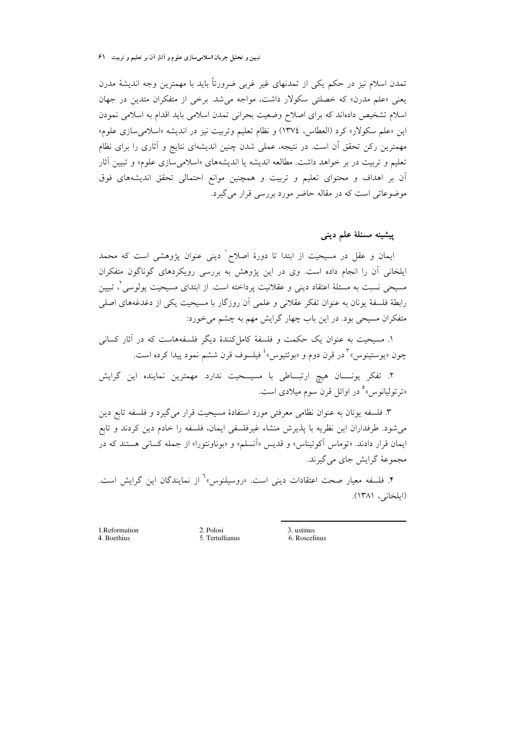تمدن اسلام نیز در حکم یکی از تمدنهای غیر غربی ضرورتاً باید با مهمترین وجه اندیشهٔ مدرن یعنی «علم مدرن» که خصلتی سکولار داشت، مواجه می‌شد. برخی از متفکران متدین در جهان اسلام تشخیص داده‌اند که برای اصلاح وضعیت بحرانی تمدن اسلامی باید اقدام به اسلامی نمودن این «علم سکولار» کرد (العطاس، ١٣٧٤) و نظام تعلیم وتربیت نیز در اندیشه «اسلامی‌سازی علوم» مهمترین رکن تحقق آن است. در نتیجه، عملی شدن چنین اندیشه‌ای نتایج و آثاری را برای نظام تعلیم و تربیت در بر خواهد داشت. مطالعه اندیشه یا اندیشه‌های «اسلامی‌سازی علوم» و تبیین آثار آن بر اهداف و محتوای تعلیم و تربیت و همچنین موانع احتمالی تحقق اندیشه‌های فوق موضوعاتی است که در مقاله حاضر مورد بررسی قرار می‌گیرد.

## پیشینه مسئلهٔ علم دینی

ایمان و عقل در مسیحیت از ابتدا تا دورهٔ اصلاح[1] دینی عنوان پژوهشی است که محمد ایلخانی آن را انجام داده است. وی در این پژوهش به بررسی رویکردهای گوناگون متفکران مسیحی نسبت به مسئلهٔ اعتقاد دینی و عقلانیت پرداخته است. از ابتدای مسیحیت پولوسی[2]، تبیین رابطهٔ فلسفهٔ یونان به عنوان تفکر عقلانی و علمی آن روزگار با مسیحیت یکی از دغدغه‌های اصلی متفکران مسیحی بود. در این باب چهار گرایش مهم به چشم می‌خورد:

١. مسیحیت به عنوان یک حکمت و فلسفهٔ کامل‌کنندهٔ دیگر فلسفه‌هاست که در آثار کسانی چون «یوستینوس»[3] در قرن دوم و «بوئتیوس»[4] فیلسوف قرن ششم نمود پیدا کرده است.

٢. تفکر یونـــان هیچ ارتبـــاطی با مسیـــحیت ندارد. مهمترین نماینده این گرایش «ترتولیانوس»[5] در اوائل قرن سوم میلادی است.

٣. فلسفه یونان به عنوان نظامی معرفتی مورد استفادهٔ مسیحیت قرار می‌گیرد و فلسفه تابع دین می‌شود. طرفداران این نظریه با پذیرش منشاء غیرفلسفی ایمان، فلسفه را خادم دین کردند و تابع ایمان قرار دادند. «توماس آکوئیناس» و قدیس «آنسلم» و «بوناونتورا» از جمله کسانی هستند که در مجموعهٔ گرایش جای می‌گیرند.

٤. فلسفه معیار صحت اعتقادات دینی است. «روسیلنوس»[6] از نمایندگان این گرایش است. (ایلخانی، ١٣٨١).

---

1. Reformation
2. Polosi
3. ustinus
4. Boethius
5. Tertullianus
6. Roscelinus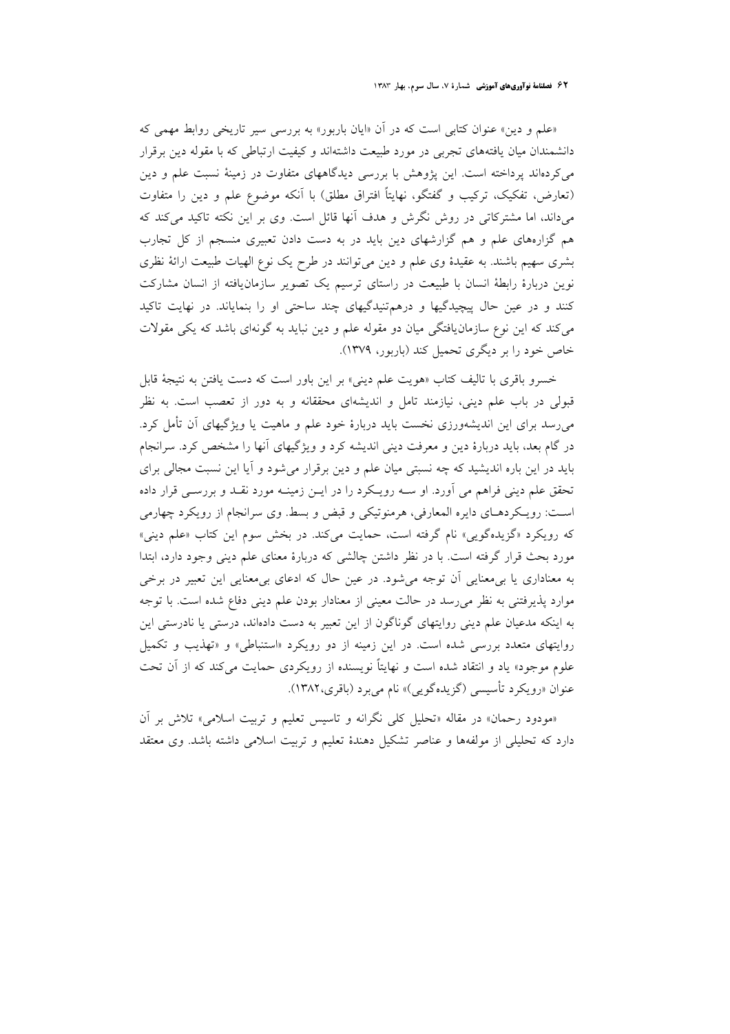«علم و دین» عنوان کتابی است که در آن «ایان باربور» به بررسی سیر تاریخی روابط مهمی که دانشمندان میان یافته‌های تجربی در مورد طبیعت داشته‌اند و کیفیت ارتباطی که با مقوله دین برقرار می‌کرده‌اند پرداخته است. این پژوهش با بررسی دیدگاههای متفاوت در زمینهٔ نسبت علم و دین (تعارض، تفکیک، ترکیب و گفتگو، نهایتاً افتراق مطلق) با آنکه موضوع علم و دین را متفاوت می‌داند، اما مشترکاتی در روش نگرش و هدف آنها قائل است. وی بر این نکته تاکید می‌کند که هم گزاره‌های علم و هم گزارشهای دین باید در به دست دادن تعبیری منسجم از کل تجارب بشری سهیم باشند. به عقیدهٔ وی علم و دین می‌توانند در طرح یک نوع الهیات طبیعت ارائهٔ نظری نوین دربارهٔ رابطهٔ انسان با طبیعت در راستای ترسیم یک تصویر سازمان‌یافته از انسان مشارکت کنند و در عین حال پیچیدگیها و درهم‌تنیدگیهای چند ساحتی او را بنمایاند. در نهایت تاکید می‌کند که این نوع سازمان‌یافتگی میان دو مقوله علم و دین نباید به گونه‌ای باشد که یکی مقولات خاص خود را بر دیگری تحمیل کند (باربور، ۱۳۷۹).

خسرو باقری با تالیف کتاب «هویت علم دینی» بر این باور است که دست یافتن به نتیجهٔ قابل قبولی در باب علم دینی، نیازمند تامل و اندیشه‌ای محققانه و به دور از تعصب است. به نظر می‌رسد برای این اندیشه‌ورزی نخست باید دربارهٔ خود علم و ماهیت یا ویژگیهای آن تأمل کرد. در گام بعد، باید دربارهٔ دین و معرفت دینی اندیشه کرد و ویژگیهای آنها را مشخص کرد. سرانجام باید در این باره اندیشید که چه نسبتی میان علم و دین برقرار می‌شود و آیا این نسبت مجالی برای تحقق علم دینی فراهم می آورد. او سه رویکرد را در این زمینه مورد نقد و بررسی قرار داده است: رویکردهای دایره المعارفی، هرمنوتیکی و قبض و بسط. وی سرانجام از رویکرد چهارمی که رویکرد «گزیده‌گویی» نام گرفته است، حمایت می‌کند. در بخش سوم این کتاب «علم دینی» مورد بحث قرار گرفته است. با در نظر داشتن چالشی که دربارهٔ معنای علم دینی وجود دارد، ابتدا به معناداری یا بی‌معنایی آن توجه می‌شود. در عین حال که ادعای بی‌معنایی این تعبیر در برخی موارد پذیرفتنی به نظر می‌رسد در حالت معینی از معنادار بودن علم دینی دفاع شده است. با توجه به اینکه مدعیان علم دینی روایتهای گوناگون از این تعبیر به دست داده‌اند، درستی یا نادرستی این روایتهای متعدد بررسی شده است. در این زمینه از دو رویکرد «استنباطی» و «تهذیب و تکمیل علوم موجود» یاد و انتقاد شده است و نهایتاً نویسنده از رویکردی حمایت می‌کند که از آن تحت عنوان «رویکرد تأسیسی (گزیده‌گویی)» نام می‌برد (باقری،۱۳۸۲).

«مودود رحمان» در مقاله «تحلیل کلی نگرانه و تاسیس تعلیم و تربیت اسلامی» تلاش بر آن دارد که تحلیلی از مولفه‌ها و عناصر تشکیل دهندهٔ تعلیم و تربیت اسلامی داشته باشد. وی معتقد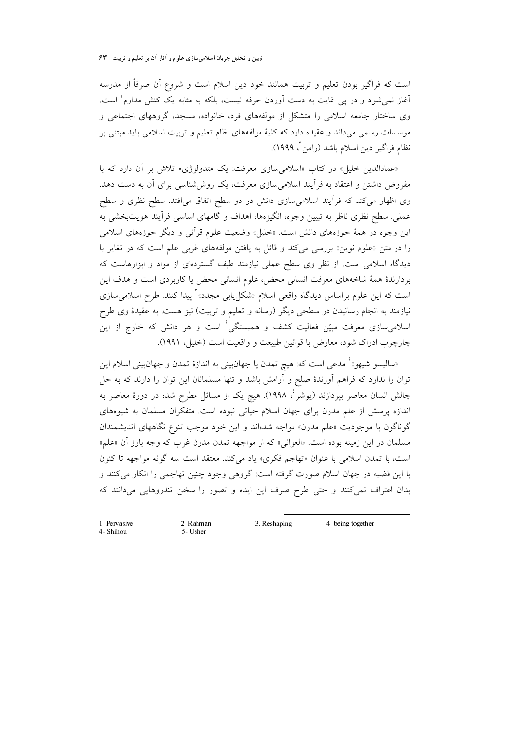است که فراگیر بودن تعلیم و تربیت همانند خود دین اسلام است و شروع آن صرفاً از مدرسه آغاز نمی‌شود و در پی غایت به دست آوردن حرفه نیست، بلکه به مثابه یک کنش مداوم[1] است. وی ساختار جامعه اسلامی را متشکل از مولفه‌های فرد، خانواده، مسجد، گروههای اجتماعی و موسسات رسمی می‌داند و عقیده دارد که کلیهٔ مولفه‌های نظام تعلیم و تربیت اسلامی باید مبتنی بر نظام فراگیر دین اسلام باشد (رامن[2]، ۱۹۹۹).

«عمادالدین خلیل» در کتاب «اسلامی‌سازی معرفت: یک متدولوژی» تلاش بر آن دارد که با مفروض داشتن و اعتقاد به فرآیند اسلامی‌سازی معرفت، یک روش‌شناسی برای آن به دست دهد. وی اظهار می‌کند که فرآیند اسلامی‌سازی دانش در دو سطح اتفاق می‌افتد. سطح نظری و سطح عملی. سطح نظری ناظر به تبیین وجوه، انگیزه‌ها، اهداف و گامهای اساسی فرآیند هویت‌بخشی به این وجوه در همهٔ حوزه‌های دانش است. «خلیل» وضعیت علوم قرآنی و دیگر حوزه‌های اسلامی را در متن «علوم نوین» بررسی می‌کند و قائل به یافتن مولفه‌های غربی علم است که در تغایر با دیدگاه اسلامی است. از نظر وی سطح عملی نیازمند طیف گسترده‌ای از مواد و ابزارهاست که بردارندهٔ همهٔ شاخه‌های معرفت انسانی محض، علوم انسانی محض یا کاربردی است و هدف این است که این علوم براساس دیدگاه واقعی اسلام «شکل‌یابی مجدد»[3] پیدا کنند. طرح اسلامی‌سازی نیازمند به انجام رسانیدن در سطحی دیگر (رسانه و تعلیم و تربیت) نیز هست. به عقیدهٔ وی طرح اسلامی‌سازی معرفت مبیّن فعالیت کشف و همبستگی[4] است و هر دانش که خارج از این چارچوب ادراک شود، معارض با قوانین طبیعت و واقعیت است (خلیل، ۱۹۹۱).

«سالیسو شیهو»[4] مدعی است که: هیچ تمدن یا جهان‌بینی به اندازهٔ تمدن و جهان‌بینی اسلام این توان را ندارد که فراهم آورندهٔ صلح و آرامش باشد و تنها مسلمانان این توان را دارند که به حل چالش انسان معاصر بپردازند (یوشر[5]، ۱۹۹۸). هیچ یک از مسائل مطرح شده در دورهٔ معاصر به اندازه پرسش از علم مدرن برای جهان اسلام حیاتی نبوده است. متفکران مسلمان به شیوه‌های گوناگون با موجودیت «علم مدرن» مواجه شده‌اند و این خود موجب تنوع نگاههای اندیشمندان مسلمان در این زمینه بوده است. «العوانی» که از مواجهه تمدن مدرن غرب که وجه بارز آن «علم» است، با تمدن اسلامی با عنوان «تهاجم فکری» یاد می‌کند. معتقد است سه گونه مواجهه تا کنون با این قضیه در جهان اسلام صورت گرفته است: گروهی وجود چنین تهاجمی را انکار می‌کنند و بدان اعتراف نمی‌کنند و حتی طرح صرف این ایده و تصور را سخن تندروهایی می‌دانند که

---

1. Pervasive
2. Rahman
3. Reshaping
4. being together
4- Shihou
5- Usher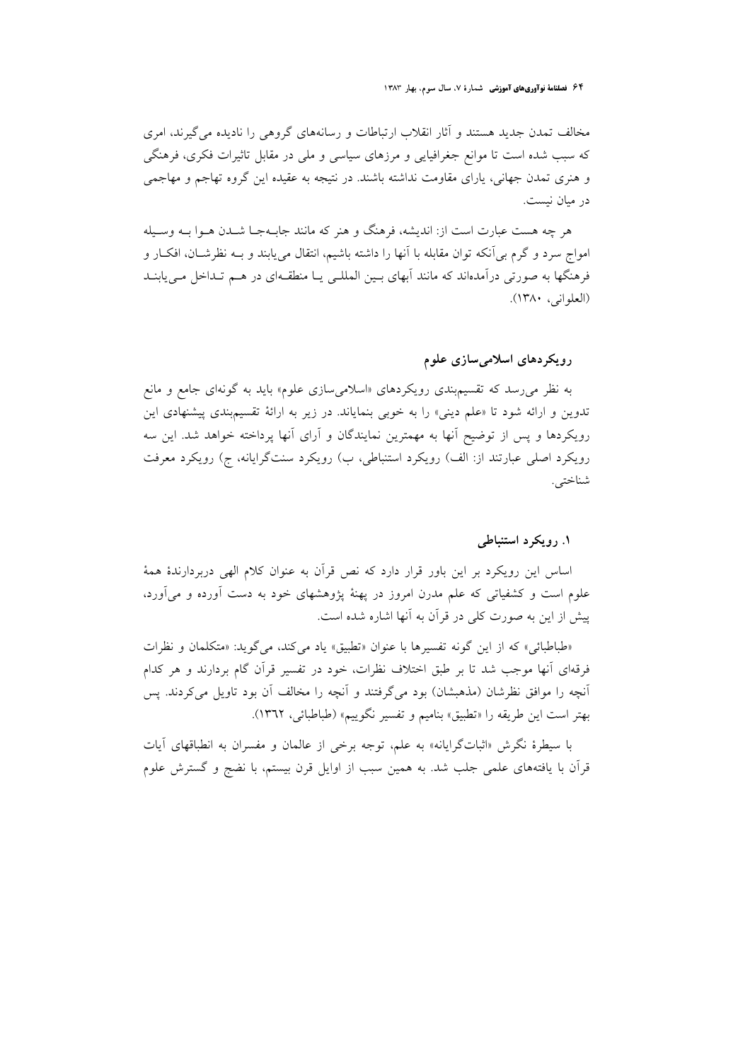مخالف تمدن جدید هستند و آثار انقلاب ارتباطات و رسانه‌های گروهی را نادیده می‌گیرند، امری که سبب شده است تا موانع جغرافیایی و مرزهای سیاسی و ملی در مقابل تاثیرات فکری، فرهنگی و هنری تمدن جهانی، یارای مقاومت نداشته باشند. در نتیجه به عقیده این گروه تهاجم و مهاجمی در میان نیست.

هر چه هست عبارت است از: اندیشه، فرهنگ و هنر که مانند جابه‌جا شدن هوا به وسیله امواج سرد و گرم بی‌آنکه توان مقابله با آنها را داشته باشیم، انتقال می‌یابند و به نظرشان، افکار و فرهنگها به صورتی درآمده‌اند که مانند آبهای بین المللی یا منطقه‌ای در هم تداخل می‌یابند (العلوانی، ۱۳۸۰).

## رویکردهای اسلامی‌سازی علوم

به نظر می‌رسد که تقسیم‌بندی رویکردهای «اسلامی‌سازی علوم» باید به گونه‌ای جامع و مانع تدوین و ارائه شود تا «علم دینی» را به خوبی بنمایاند. در زیر به ارائهٔ تقسیم‌بندی پیشنهادی این رویکردها و پس از توضیح آنها به مهمترین نمایندگان و آرای آنها پرداخته خواهد شد. این سه رویکرد اصلی عبارتند از: الف) رویکرد استنباطی، ب) رویکرد سنت‌گرایانه، ج) رویکرد معرفت شناختی.

### ۱. رویکرد استنباطی

اساس این رویکرد بر این باور قرار دارد که نص قرآن به عنوان کلام الهی دربردارندهٔ همهٔ علوم است و کشفیاتی که علم مدرن امروز در پهنهٔ پژوهشهای خود به دست آورده و می‌آورد، پیش از این به صورت کلی در قرآن به آنها اشاره شده است.

«طباطبائی» که از این گونه تفسیرها با عنوان «تطبیق» یاد می‌کند، می‌گوید: «متکلمان و نظرات فرقه‌ای آنها موجب شد تا بر طبق اختلاف نظرات، خود در تفسیر قرآن گام بردارند و هر کدام آنچه را موافق نظرشان (مذهبشان) بود می‌گرفتند و آنچه را مخالف آن بود تاویل می‌کردند. پس بهتر است این طریقه را «تطبیق» بنامیم و تفسیر نگوییم» (طباطبائی، ۱۳۶۲).

با سیطرهٔ نگرش «اثبات‌گرایانه» به علم، توجه برخی از عالمان و مفسران به انطباقهای آیات قرآن با یافته‌های علمی جلب شد. به همین سبب از اوایل قرن بیستم، با نضج و گسترش علوم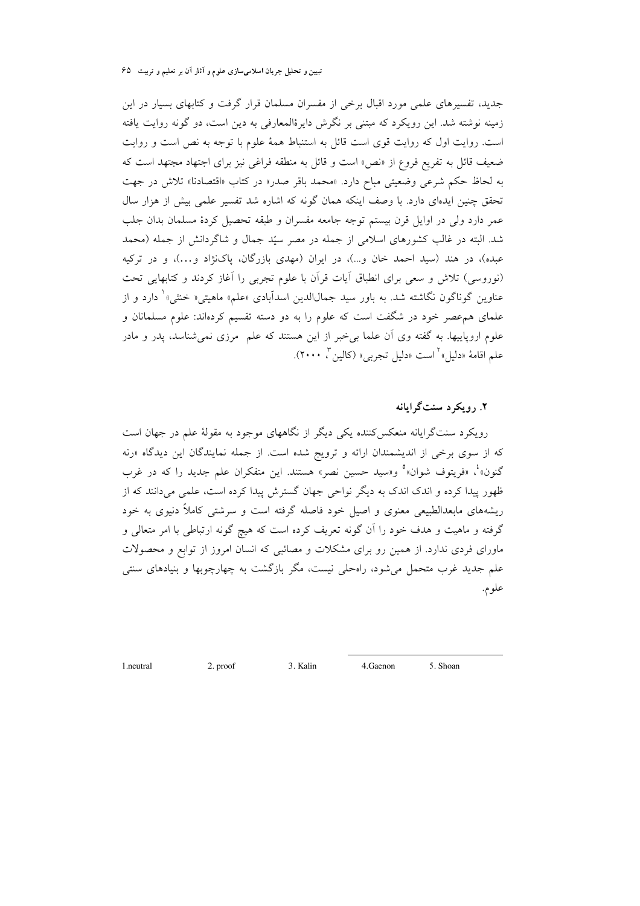جدید، تفسیرهای علمی مورد اقبال برخی از مفسران مسلمان قرار گرفت و کتابهای بسیار در این زمینه نوشته شد. این رویکرد که مبتنی بر نگرش دایرةالمعارفی به دین است، دو گونه روایت یافته است. روایت اول که روایت قوی است قائل به استنباط همهٔ علوم با توجه به نص است و روایت ضعیف قائل به تفریع فروع از «نص» است و قائل به منطقه فراغی نیز برای اجتهاد مجتهد است که به لحاظ حکم شرعی وضعیتی مباح دارد. «محمد باقر صدر» در کتاب «اقتصادنا» تلاش در جهت تحقق چنین ایده‌ای دارد. با وصف اینکه همان گونه که اشاره شد تفسیر علمی بیش از هزار سال عمر دارد ولی در اوایل قرن بیستم توجه جامعه مفسران و طبقه تحصیل کردهٔ مسلمان بدان جلب شد. البته در غالب کشورهای اسلامی از جمله در مصر سیّد جمال و شاگردانش از جمله (محمد عبده)، در هند (سید احمد خان و...)، در ایران (مهدی بازرگان، پاک‌نژاد و...)، و در ترکیه (نوروسی) تلاش و سعی برای انطباق آیات قرآن با علوم تجربی را آغاز کردند و کتابهایی تحت عناوین گوناگون نگاشته شد. به باور سید جمال‌الدین اسدآبادی «علم» ماهیتی« خنثی»[1] دارد و از علمای هم‌عصر خود در شگفت است که علوم را به دو دسته تقسیم کرده‌اند: علوم مسلمانان و علوم اروپاییها. به گفته وی آن علما بی‌خبر از این هستند که علم مرزی نمی‌شناسد، پدر و مادر علم اقامهٔ «دلیل»[2] است «دلیل تجربی» (کالین[3]، ۲۰۰۰).

## ۲. رویکرد سنت‌گرایانه

رویکرد سنت‌گرایانه منعکس‌کننده یکی دیگر از نگاههای موجود به مقولهٔ علم در جهان است که از سوی برخی از اندیشمندان ارائه و ترویج شده است. از جمله نمایندگان این دیدگاه «رنه گنون»[4]، «فریتوف شوان»[5] و«سید حسین نصر» هستند. این متفکران علم جدید را که در غرب ظهور پیدا کرده و اندک اندک به دیگر نواحی جهان گسترش پیدا کرده است، علمی می‌دانند که از ریشه‌های مابعدالطبیعی معنوی و اصیل خود فاصله گرفته است و سرشتی کاملاً دنیوی به خود گرفته و ماهیت و هدف خود را آن گونه تعریف کرده است که هیچ گونه ارتباطی با امر متعالی و ماورای فردی ندارد. از همین رو برای مشکلات و مصائبی که انسان امروز از توابع و محصولات علم جدید غرب متحمل می‌شود، راه‌حلی نیست، مگر بازگشت به چهارچوبها و بنیادهای سنتی علوم.

---

1. neutral
2. proof
3. Kalin
4. Gaenon
5. Shoan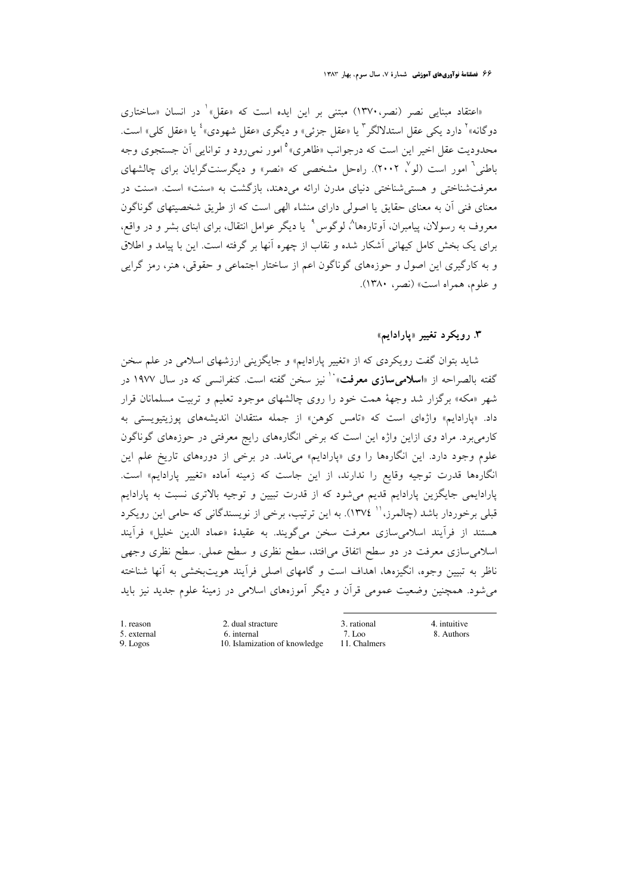«اعتقاد مبنایی نصر (نصر،۱۳۷۰) مبتنی بر این ایده است که «عقل»[1] در انسان «ساختاری دوگانه»[2] دارد یکی عقل استدلالگر[3] یا «عقل جزئی» و دیگری «عقل شهودی»[4] یا «عقل کلی» است. محدودیت عقل اخیر این است که درجوانب «ظاهری»[5] امور نمی‌رود و توانایی آن جستجوی وجه باطنی[6] امور است (لو[7]، ۲۰۰۲). راه‌حل مشخصی که «نصر» و دیگرسنت‌گرایان برای چالشهای معرفت‌شناختی و هستی‌شناختی دنیای مدرن ارائه می‌دهند، بازگشت به «سنت» است. «سنت در معنای فنی آن به معنای حقایق یا اصولی دارای منشاء الهی است که از طریق شخصیتهای گوناگون معروف به رسولان، پیامبران، آوتاره‌ها[8]، لوگوس[9] یا دیگر عوامل انتقال، برای ابنای بشر و در واقع، برای یک بخش کامل کیهانی آشکار شده و نقاب از چهره آنها بر گرفته است. این با پیامد و اطلاق و به کارگیری این اصول و حوزه‌های گوناگون اعم از ساختار اجتماعی و حقوقی، هنر، رمز گرایی و علوم، همراه است» (نصر، ۱۳۸۰).

### ۳. رویکرد تغییر «پارادایم»

شاید بتوان گفت رویکردی که از «تغییر پارادایم» و جایگزینی ارزشهای اسلامی در علم سخن گفته بالصراحه از «**اسلامی‌سازی معرفت**»[10] نیز سخن گفته است. کنفرانسی که در سال ۱۹۷۷ در شهر «مکه» برگزار شد وجهۀ همت خود را روی چالشهای موجود تعلیم و تربیت مسلمانان قرار داد. «پارادایم» واژه‌ای است که «تامس کوهن» از جمله منتقدان اندیشه‌های پوزیتیویستی به کارمی‌برد. مراد وی ازاین واژه این است که برخی انگاره‌های رایج معرفتی در حوزه‌های گوناگون علوم وجود دارد. این انگاره‌ها را وی «پارادایم» می‌نامد. در برخی از دوره‌های تاریخ علم این انگاره‌ها قدرت توجیه وقایع را ندارند، از این جاست که زمینه آماده «تغییر پارادایم» است. پارادایمی جایگزین پارادایم قدیم می‌شود که از قدرت تبیین و توجیه بالاتری نسبت به پارادایم قبلی برخوردار باشد (چالمرز،[11] ۱۳۷٤). به این ترتیب، برخی از نویسندگانی که حامی این رویکرد هستند از فرآیند اسلامی‌سازی معرفت سخن می‌گویند. به عقیدۀ «عماد الدین خلیل» فرآیند اسلامی‌سازی معرفت در دو سطح اتفاق می‌افتد، سطح نظری و سطح عملی. سطح نظری وجهی ناظر به تبیین وجوه، انگیزه‌ها، اهداف است و گامهای اصلی فرآیند هویت‌بخشی به آنها شناخته می‌شود. همچنین وضعیت عمومی قرآن و دیگر آموزه‌های اسلامی در زمینۀ علوم جدید نیز باید

---

1. reason
2. dual stracture
3. rational
4. intuitive
5. external
6. internal
7. Loo
8. Authors
9. Logos
10. Islamization of knowledge
11. Chalmers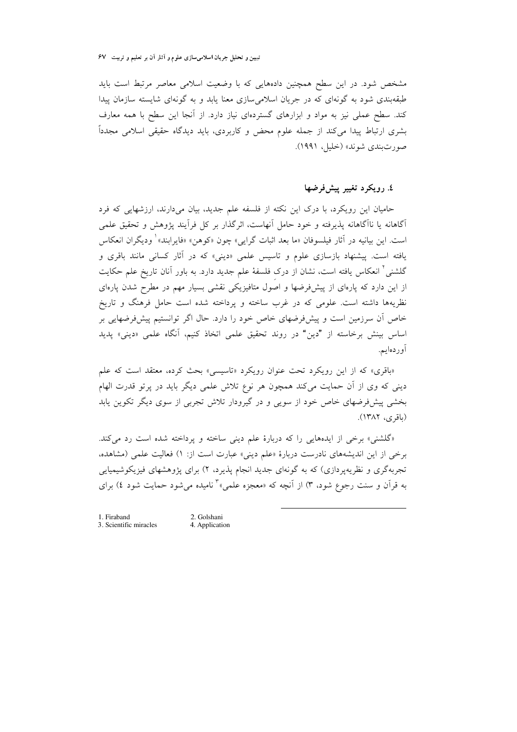مشخص شود. در این سطح همچنین داده‌هایی که با وضعیت اسلامی معاصر مرتبط است باید طبقه‌بندی شود به گونه‌ای که در جریان اسلامی‌سازی معنا یابد و به گونه‌ای شایسته سازمان پیدا کند. سطح عملی نیز به مواد و ابزارهای گسترده‌ای نیاز دارد. از آنجا این سطح با همه معارف بشری ارتباط پیدا می‌کند از جمله علوم محض و کاربردی، باید دیدگاه حقیقی اسلامی مجدداً صورت‌بندی شوند» (خلیل، ۱۹۹۱).

## ٤. رویکرد تغییر پیش‌فرضها

حامیان این رویکرد، با درک این نکته از فلسفه علم جدید، بیان می‌دارند، ارزشهایی که فرد آگاهانه یا ناآگاهانه پذیرفته و خود حامل آنهاست، اثرگذار بر کل فرآیند پژوهش و تحقیق علمی است. این بیانیه در آثار فیلسوفان «ما بعد اثبات گرایی» چون «کوهن» «فایرابند»[1] ودیگران انعکاس یافته است. پیشنهاد بازسازی علوم و تاسیس علمی «دینی» که در آثار کسانی مانند باقری و گلشنی[2] انعکاس یافته است، نشان از درک فلسفهٔ علم جدید دارد. به باور آنان تاریخ علم حکایت از این دارد که پاره‌ای از پیش‌فرضها و اصول متافیزیکی نقشی بسیار مهم در مطرح شدن پاره‌ای نظریه‌ها داشته است. علومی که در غرب ساخته و پرداخته شده است حامل فرهنگ و تاریخ خاص آن سرزمین است و پیش‌فرضهای خاص خود را دارد. حال اگر توانستیم پیش‌فرضهایی بر اساس بینش برخاسته از "دین" در روند تحقیق علمی اتخاذ کنیم، آنگاه علمی «دینی» پدید آورده‌ایم.

«باقری» که از این رویکرد تحت عنوان رویکرد «تاسیسی» بحث کرده، معتقد است که علم دینی که وی از آن حمایت می‌کند همچون هر نوع تلاش علمی دیگر باید در پرتو قدرت الهام بخشی پیش‌فرضهای خاص خود از سویی و در گیرودار تلاش تجربی از سوی دیگر تکوین یابد (باقری، ۱۳۸۲).

«گلشنی» برخی از ایده‌هایی را که دربارهٔ علم دینی ساخته و پرداخته شده است رد می‌کند. برخی از این اندیشه‌های نادرست دربارهٔ «علم دینی» عبارت است از: ۱) فعالیت علمی (مشاهده، تجربه‌گری و نظریه‌پردازی) که به گونه‌ای جدید انجام پذیرد، ۲) برای پژوهشهای فیزیکوشیمیایی به قرآن و سنت رجوع شود، ۳) از آنچه که «معجزه علمی»[3] نامیده می‌شود حمایت شود ٤) برای

---

1. Firaband
2. Golshani
3. Scientific miracles
4. Application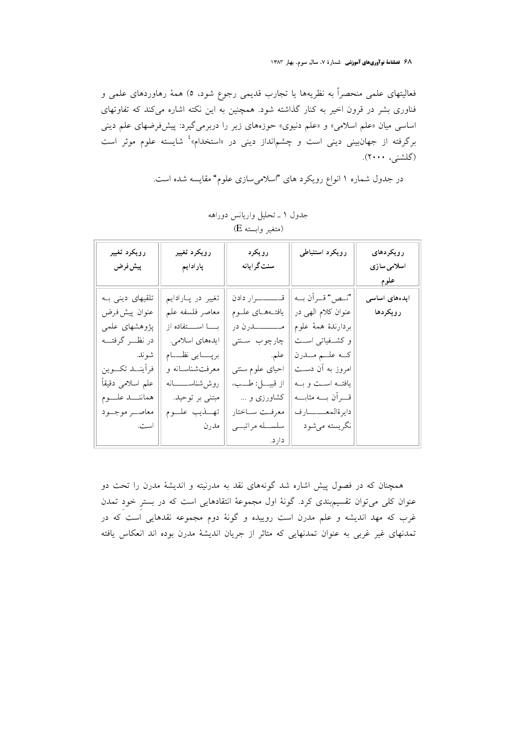فعالیتهای علمی منحصراً به نظریه‌ها یا تجارب قدیمی رجوع شود، ۵) همهٔ رهاوردهای علمی و فناوری بشر در قرون اخیر به کنار گذاشته شود. همچنین به این نکته اشاره می‌کند که تفاوتهای اساسی میان «علم اسلامی» و «علم دنیوی» حوزه‌های زیر را دربرمی‌گیرد: پیش‌فرضهای علم دینی برگرفته از جهان‌بینی دینی است و چشم‌انداز دینی در «استخدام»[۴] شایسته علوم موثر است (گلشنی، ۲۰۰۰).

در جدول شماره ۱ انواع رویکرد های "اسلامی‌سازی علوم" مقایسه شده است.

جدول ۱ ـ تحلیل واریانس دوراهه
(متغیر وابسته E)

| رویکردهای اسلامی‌سازی علوم | رویکرد استنباطی | رویکرد سنت‌گرایانه | رویکرد تغییر پارادایم | رویکرد تغییر پیش‌فرض |
|---|---|---|---|---|
| ایده‌های اساسی رویکردها | "نص" قرآن به عنوان کلام الهی در بردارندهٔ همهٔ علوم و کشفیاتی است که علم مدرن امروز به آن دست یافته است و به قرآن به مثابه دایرةالمعارف نگریسته می‌شود | قرار دادن یافته‌های علوم مدرن در چارچوب سنتی علم. احیای علوم سنتی از قبیل: طب، کشاورزی و ... معرفت ساختار سلسله مراتبی دارد. | تغییر در پارادایم معاصر فلسفه علم با استفاده از ایده‌های اسلامی. برپایی نظام معرفت‌شناسانه و روش‌شناسانه مبتنی بر توحید. تهذیب علوم مدرن | تلقیهای دینی به عنوان پیش‌فرض پژوهشهای علمی در نظر گرفته شوند. فرآیند تکوین علم اسلامی دقیقاً همانند علوم معاصر موجود است. |

همچنان که در فصول پیش اشاره شد گونه‌های نقد به مدرنیته و اندیشهٔ مدرن را تحت دو عنوان کلی می‌توان تقسیم‌بندی کرد. گونهٔ اول مجموعهٔ انتقادهایی است که در بسترِ خودِ تمدن غرب که مهد اندیشه و علم مدرن است روییده و گونهٔ دوم مجموعه نقدهایی است که در تمدنهای غیر غربی به عنوان تمدنهایی که متاثر از جریان اندیشهٔ مدرن بوده اند انعکاس یافته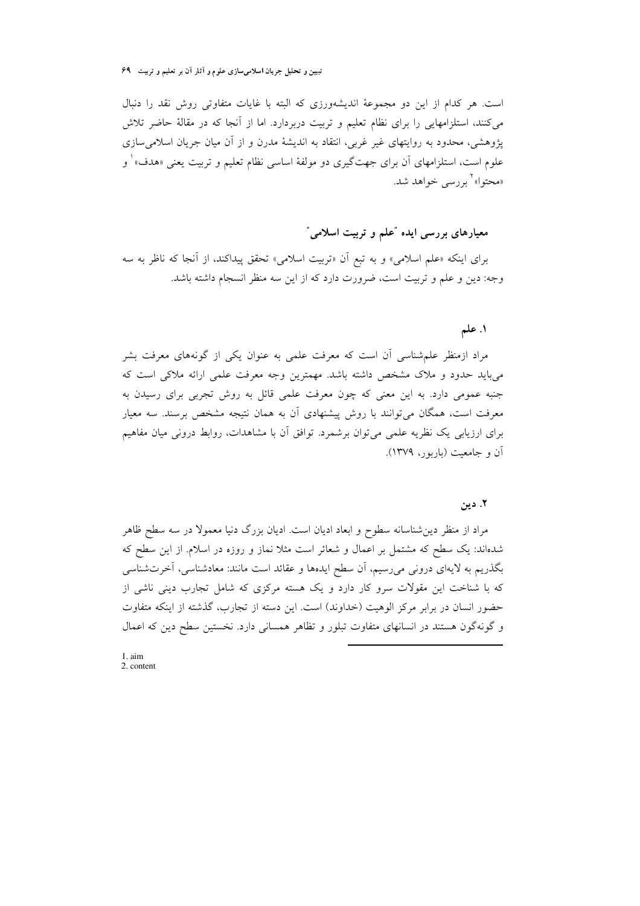است. هر کدام از این دو مجموعهٔ اندیشه‌ورزی که البته با غایات متفاوتی روش نقد را دنبال می‌کنند، استلزامهایی را برای نظام تعلیم و تربیت دربردارد. اما از آنجا که در مقالهٔ حاضر تلاش پژوهشی، محدود به روایتهای غیر غربی، انتقاد به اندیشهٔ مدرن و از آن میان جریان اسلامی‌سازی علوم است، استلزامهای آن برای جهت‌گیری دو مولفهٔ اساسی نظام تعلیم و تربیت یعنی «هدف»[1] و «محتوا»[2] بررسی خواهد شد.

## معیارهای بررسی ایده "علم و تربیت اسلامی"

برای اینکه «علم اسلامی» و به تبع آن «تربیت اسلامی» تحقق پیداکند، از آنجا که ناظر به سه وجه: دین و علم و تربیت است، ضرورت دارد که از این سه منظر انسجام داشته باشد.

### ۱. علم

مراد ازمنظر علم‌شناسی آن است که معرفت علمی به عنوان یکی از گونه‌های معرفت بشر می‌باید حدود و ملاک مشخص داشته باشد. مهمترین وجه معرفت علمی ارائه ملاکی است که جنبه عمومی دارد. به این معنی که چون معرفت علمی قائل به روش تجربی برای رسیدن به معرفت است، همگان می‌توانند با روش پیشنهادی آن به همان نتیجه مشخص برسند. سه معیار برای ارزیابی یک نظریه علمی می‌توان برشمرد. توافق آن با مشاهدات، روابط درونی میان مفاهیم آن و جامعیت (باربور، ۱۳۷۹).

### ۲. دین

مراد از منظر دین‌شناسانه سطوح و ابعاد ادیان است. ادیان بزرگ دنیا معمولا در سه سطح ظاهر شده‌اند: یک سطح که مشتمل بر اعمال و شعائر است مثلا نماز و روزه در اسلام. از این سطح که بگذریم به لایه‌ای درونی می‌رسیم، آن سطح ایده‌ها و عقائد است مانند: معادشناسی، آخرت‌شناسی که با شناخت این مقولات سرو کار دارد و یک هسته مرکزی که شامل تجارب دینی ناشی از حضور انسان در برابر مرکز الوهیت (خداوند) است. این دسته از تجارب، گذشته از اینکه متفاوت و گونه‌گون هستند در انسانهای متفاوت تبلور و تظاهر همسانی دارد. نخستین سطح دین که اعمال

---

1. aim
2. content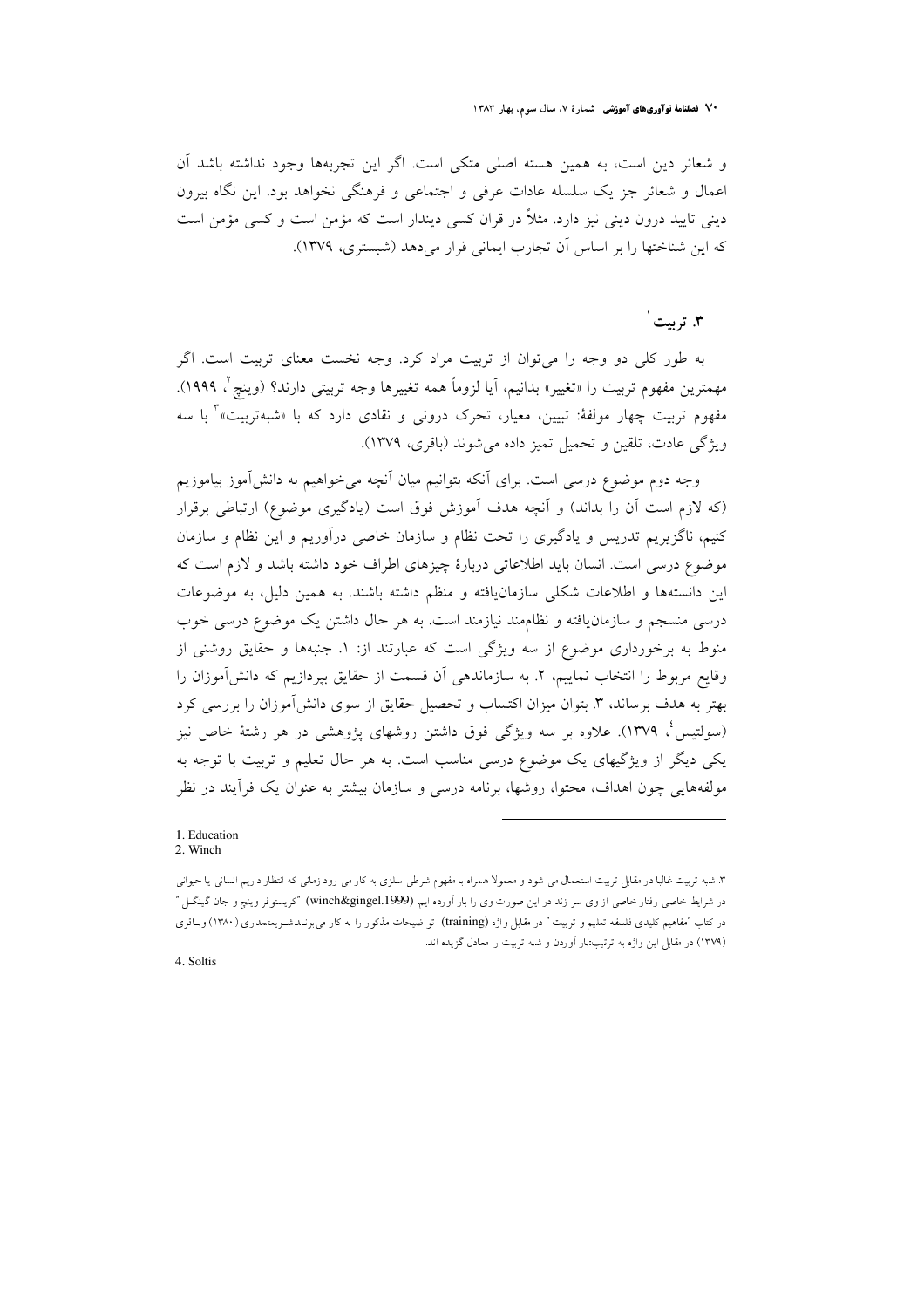و شعائر دین است، به همین هسته اصلی متکی است. اگر این تجربه‌ها وجود نداشته باشد آن اعمال و شعائر جز یک سلسله عادات عرفی و اجتماعی و فرهنگی نخواهد بود. این نگاه بیرون دینی تایید درون دینی نیز دارد. مثلاً در قران کسی دیندار است که مؤمن است و کسی مؤمن است که این شناختها را بر اساس آن تجارب ایمانی قرار می‌دهد (شبستری، ۱۳۷۹).

## ۳. تربیت[1]

به طور کلی دو وجه را می‌توان از تربیت مراد کرد. وجه نخست معنای تربیت است. اگر مهمترین مفهوم تربیت را «تغییر» بدانیم، آیا لزوماً همه تغییرها وجه تربیتی دارند؟ (وینچ[2]، ۱۹۹۹). مفهوم تربیت چهار مولفهٔ: تبیین، معیار، تحرک درونی و نقادی دارد که با «شبه‌تربیت»[3] با سه ویژگی عادت، تلقین و تحمیل تمیز داده می‌شوند (باقری، ۱۳۷۹).

وجه دوم موضوع درسی است. برای آنکه بتوانیم میان آنچه می‌خواهیم به دانش‌آموز بیاموزیم (که لازم است آن را بداند) و آنچه هدف آموزش فوق است (یادگیری موضوع) ارتباطی برقرار کنیم، ناگزیریم تدریس و یادگیری را تحت نظام و سازمان خاصی درآوریم و این نظام و سازمان موضوع درسی است. انسان باید اطلاعاتی دربارهٔ چیزهای اطراف خود داشته باشد و لازم است که این دانسته‌ها و اطلاعات شکلی سازمان‌یافته و منظم داشته باشند. به همین دلیل، به موضوعات درسی منسجم و سازمان‌یافته و نظام‌مند نیازمند است. به هر حال داشتن یک موضوع درسی خوب منوط به برخورداری موضوع از سه ویژگی است که عبارتند از: ۱. جنبه‌ها و حقایق روشنی از وقایع مربوط را انتخاب نماییم، ۲. به سازماندهی آن قسمت از حقایق بپردازیم که دانش‌آموزان را بهتر به هدف برساند، ۳. بتوان میزان اکتساب و تحصیل حقایق از سوی دانش‌آموزان را بررسی کرد (سولتیس[4]، ۱۳۷۹). علاوه بر سه ویژگی فوق داشتن روشهای پژوهشی در هر رشتهٔ خاص نیز یکی دیگر از ویژگیهای یک موضوع درسی مناسب است. به هر حال تعلیم و تربیت با توجه به مولفه‌هایی چون اهداف، محتوا، روشها، برنامه درسی و سازمان بیشتر به عنوان یک فرآیند در نظر

---

1. Education
2. Winch

۳. شبه تربیت غالبا در مقابل تربیت استعمال می شود و معمولا همراه با مفهوم شرطی سازی به کار می رود زمانی که انتظار داریم انسانی یا حیوانی در شرایط خاصی رفتار خاصی از وی سر زند در این صورت وی را بار آورده ایم (winch&gingel.1999) "کریستوفر وینچ و جان گینگل" در کتاب "مفاهیم کلیدی فلسفه تعلیم و تربیت" در مقابل واژه (training) تو ضیحات مذکور را به کار می برند شریعتمداری (۱۳۸۰) وباقری (۱۳۷۹) در مقابل این واژه به ترتیب:بار آوردن و شبه تربیت را معادل گزیده اند.

4. Soltis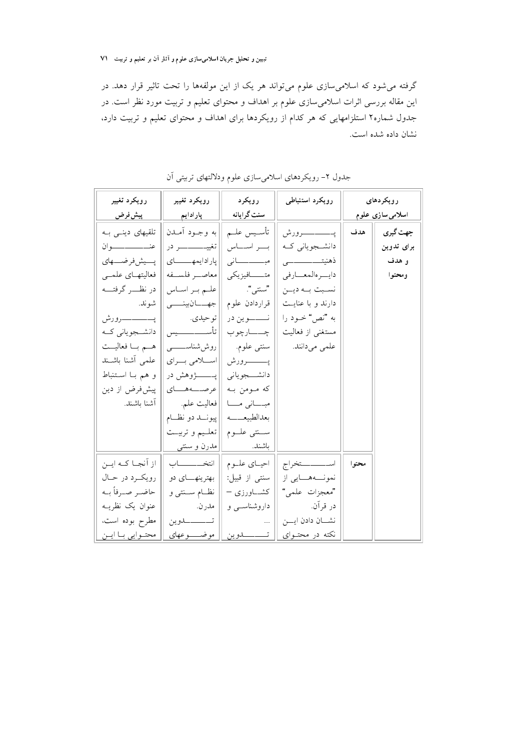گرفته می‌شود که اسلامی‌سازی علوم می‌تواند هر یک از این مولفه‌ها را تحت تاثیر قرار دهد. در این مقاله بررسی اثرات اسلامی‌سازی علوم بر اهداف و محتوای تعلیم و تربیت مورد نظر است. در جدول شماره۲ استلزامهایی که هر کدام از رویکردها برای اهداف و محتوای تعلیم و تربیت دارد، نشان داده شده است.

جدول ۲- رویکردهای اسلامی‌سازی علوم ودلالتهای تربیتی آن

| رویکردهای اسلامی‌سازی علوم | | رویکرد استنباطی | رویکرد سنت‌گرایانه | رویکرد تغییر پارادایم | رویکرد تغییر پیش‌فرض |
|---|---|---|---|---|---|
| **جهت‌گیری برای تدوین و هدف ومحتوا** | هدف | پرورش دانشجویانی که ذهنیتی دایره‌المعارفی نسبت به دین دارند و با عنایت به "نص" خود را مستغنی از فعالیت علمی می‌دانند. | تأسیس علم بر اساس مبانی متافیزیکی "سنتی". قراردادن علوم نوین در چارچوب سنتی علوم. پرورش دانشجویانی که مومن به مبانی ما بعدالطبیعه سنتی علوم باشند. | به وجود آمدن تغییر در پارادایمهای معاصر فلسفه علم بر اساس جهان‌بینی توحیدی. تأسیس روش‌شناسی اسلامی برای پژوهش در عرصه‌های فعالیت علم. پیوند دو نظام تعلیم و تربیت مدرن و سنتی | تلقیهای دینی به عنوان پیش‌فرض‌های فعالیتهای علمی در نظر گرفته شوند. پرورش دانشجویانی که هم با فعالیت علمی آشنا باشند و هم با استنباط پیش‌فرض از دین آشنا باشند. |
| | محتوا | استخراج نمونه‌هایی از "معجزات علمی" در قرآن. نشان دادن این نکته در محتوای | احیای علوم سنتی از قبیل: کشاورزی – داروشناسی و ... تدوین | انتخاب بهترینهای دو نظام سنتی و مدرن. تدوین موضوعهای | از آنجا که این رویکرد در حال حاضر صرفاً به عنوان یک نظریه مطرح بوده است، محتوایی با این |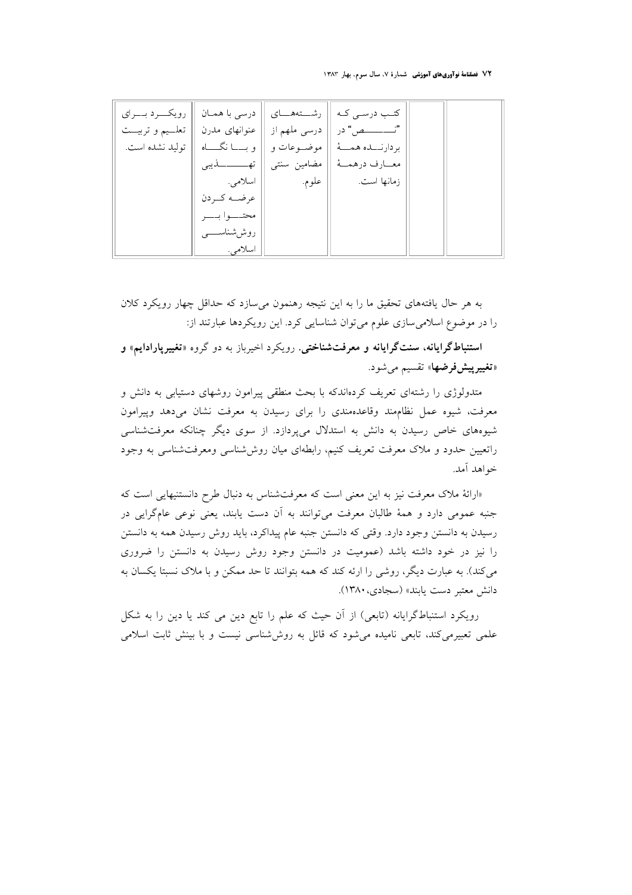| رویکرد برای تعلیم و تربیت تولید نشده است. | درسی با همان عنوانهای مدرن و با نگاه تهذیبی اسلامی. عرضه کردن محتوا بر روش‌شناسی اسلامی. | رشته‌های درسی ملهم از موضوعات و مضامین سنتی علوم. | کتب درسی که "نص" در بردارنده همهٔ معارف درهمهٔ زمانها است. | | |
|---|---|---|---|---|---|

به هر حال یافته‌های تحقیق ما را به این نتیجه رهنمون می‌سازد که حداقل چهار رویکرد کلان را در موضوع اسلامی‌سازی علوم می‌توان شناسایی کرد. این رویکردها عبارتند از:

**استنباط‌گرایانه، سنت‌گرایانه و معرفت‌شناختی.** رویکرد اخیرباز به دو گروه «**تغییرپارادایم**» و «**تغییرپیش‌فرضها**» تقسیم می‌شود.

متدولوژی را رشته‌ای تعریف کرده‌اندکه با بحث منطقی پیرامون روشهای دستیابی به دانش و معرفت، شیوه عمل نظام‌مند وقاعده‌مندی را برای رسیدن به معرفت نشان می‌دهد وپیرامون شیوه‌های خاص رسیدن به دانش به استدلال می‌پردازد. از سوی دیگر چنانکه معرفت‌شناسی راتعیین حدود و ملاک معرفت تعریف کنیم، رابطه‌ای میان روش‌شناسی ومعرفت‌شناسی به وجود خواهد آمد.

«ارائهٔ ملاک معرفت نیز به این معنی است که معرفت‌شناس به دنبال طرح دانستنیهایی است که جنبه عمومی دارد و همهٔ طالبان معرفت می‌توانند به آن دست یابند، یعنی نوعی عام‌گرایی در رسیدن به دانستن وجود دارد. وقتی که دانستن جنبه عام پیداکرد، باید روش رسیدن همه به دانستن را نیز در خود داشته باشد (عمومیت در دانستن وجود روش رسیدن به دانستن را ضروری می‌کند). به عبارت دیگر، روشی را ارئه کند که همه بتوانند تا حد ممکن و با ملاک نسبتا یکسان به دانش معتبر دست یابند» (سجادی،۱۳۸۰).

رویکرد استنباط‌گرایانه (تابعی) از آن حیث که علم را تابع دین می کند یا دین را به شکل علمی تعبیرمی‌کند، تابعی نامیده می‌شود که قائل به روش‌شناسی نیست و با بینش ثابت اسلامی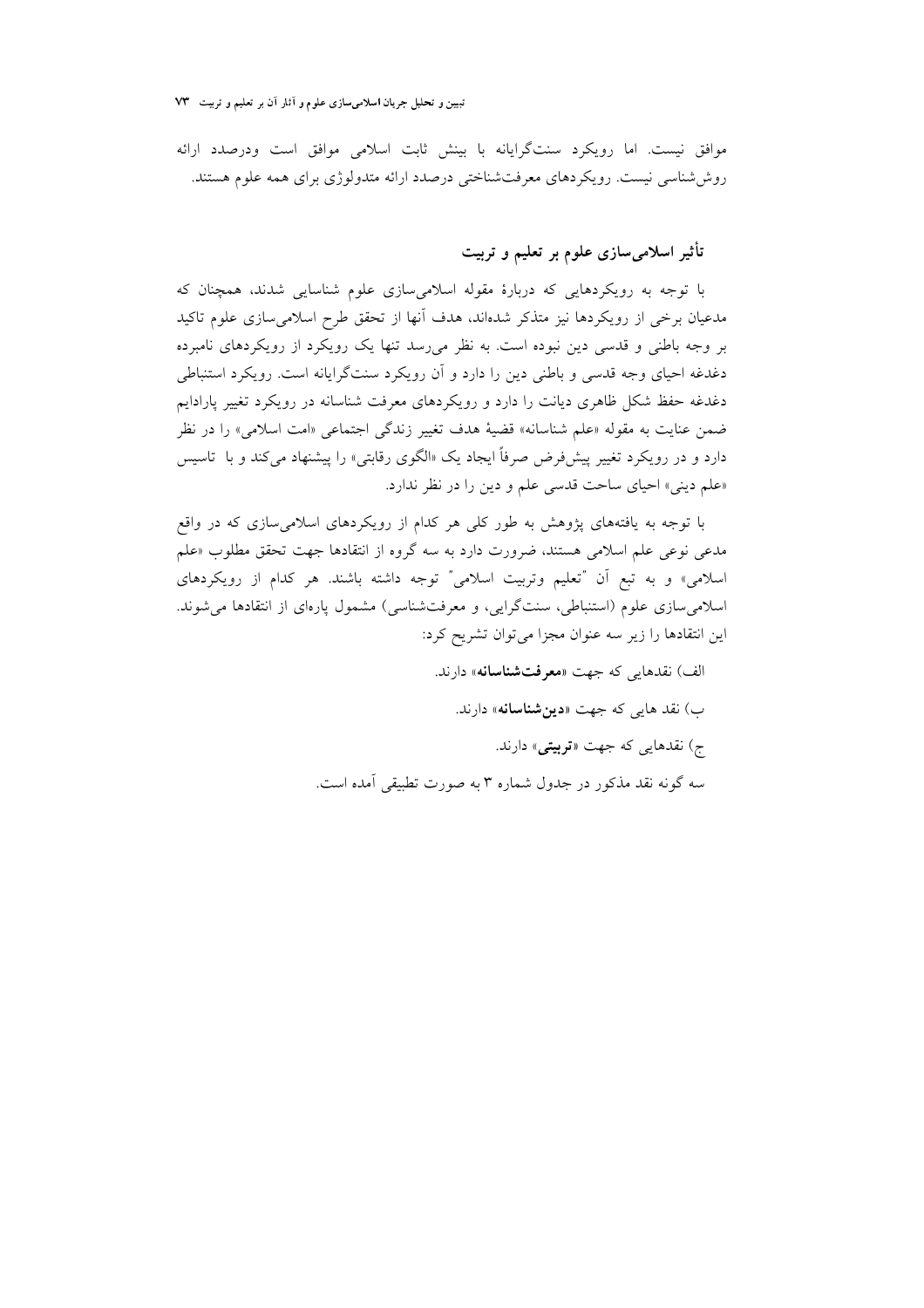موافق نیست. اما رویکرد سنت‌گرایانه با بینش ثابت اسلامی موافق است ودرصدد ارائه روش‌شناسی نیست. رویکردهای معرفت‌شناختی درصدد ارائه متدولوژی برای همه علوم هستند.

## تأثیر اسلامی‌سازی علوم بر تعلیم و تربیت

با توجه به رویکردهایی که دربارهٔ مقوله اسلامی‌سازی علوم شناسایی شدند، همچنان که مدعیان برخی از رویکردها نیز متذکر شده‌اند، هدف آنها از تحقق طرح اسلامی‌سازی علوم تاکید بر وجه باطنی و قدسی دین نبوده است. به نظر می‌رسد تنها یک رویکرد از رویکردهای نامبرده دغدغه احیای وجه قدسی و باطنی دین را دارد و آن رویکرد سنت‌گرایانه است. رویکرد استنباطی دغدغه حفظ شکل ظاهری دیانت را دارد و رویکردهای معرفت شناسانه در رویکرد تغییر پارادایم ضمن عنایت به مقوله «علم شناسانه» قضیهٔ هدف تغییر زندگی اجتماعی «امت اسلامی» را در نظر دارد و در رویکرد تغییر پیش‌فرض صرفاً ایجاد یک «الگوی رقابتی» را پیشنهاد می‌کند و با تاسیس «علم دینی» احیای ساحت قدسی علم و دین را در نظر ندارد.

با توجه به یافته‌های پژوهش به طور کلی هر کدام از رویکردهای اسلامی‌سازی که در واقع مدعی نوعی علم اسلامی هستند، ضرورت دارد به سه گروه از انتقادها جهت تحقق مطلوب «علم اسلامی» و به تبع آن "تعلیم وتربیت اسلامی" توجه داشته باشند. هر کدام از رویکردهای اسلامی‌سازی علوم (استنباطی، سنت‌گرایی، و معرفت‌شناسی) مشمول پاره‌ای از انتقادها می‌شوند. این انتقادها را زیر سه عنوان مجزا می‌توان تشریح کرد:

الف) نقدهایی که جهت «**معرفت‌شناسانه**» دارند.

ب) نقد هایی که جهت «**دین‌شناسانه**» دارند.

ج) نقدهایی که جهت «**تربیتی**» دارند.

سه گونه نقد مذکور در جدول شماره ۳ به صورت تطبیقی آمده است.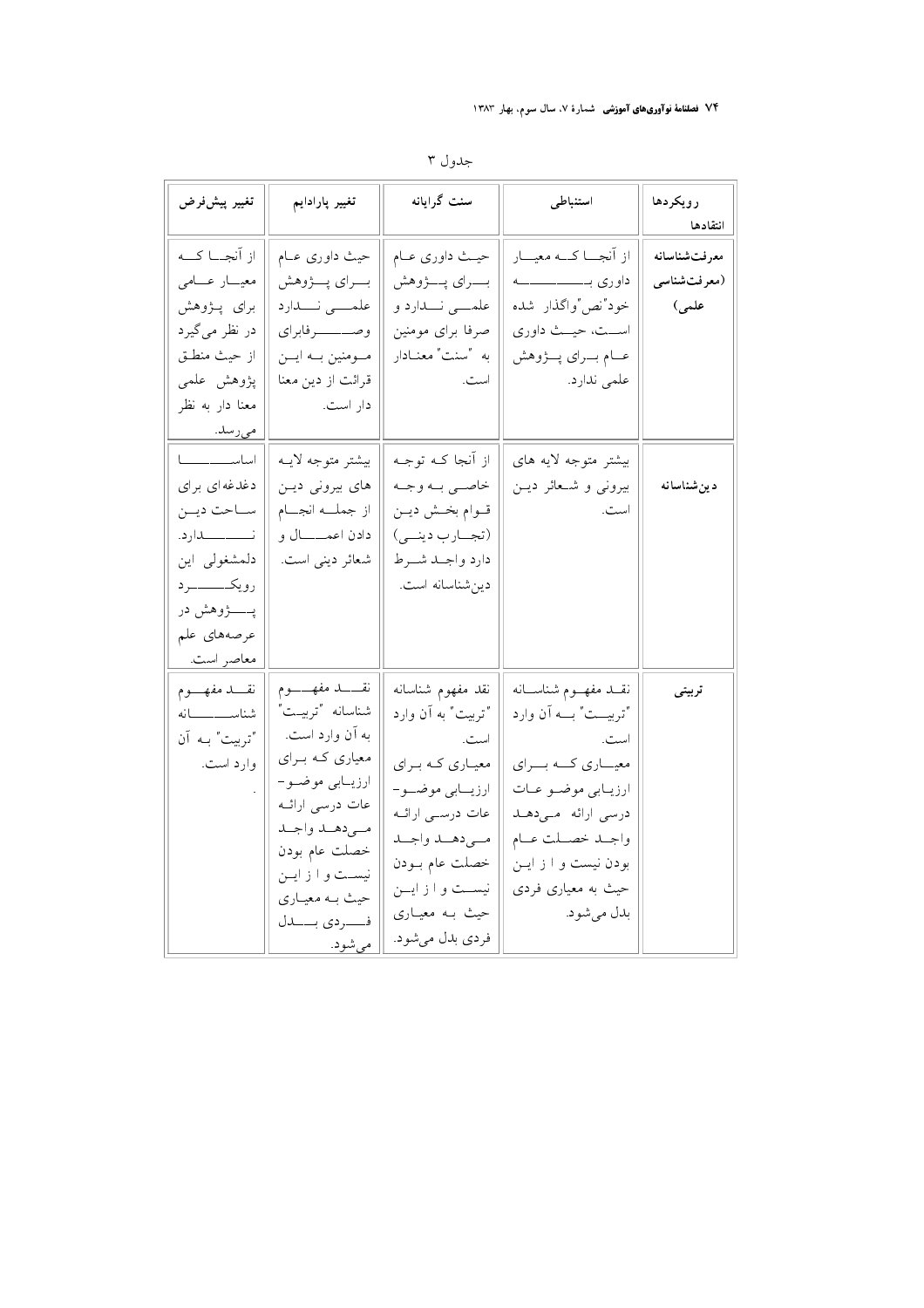جدول ۳

| رویکردها انتقادها | استنباطی | سنت گرایانه | تغییر پارادایم | تغییر پیش‌فرض |
|---|---|---|---|---|
| **معرفت‌شناسانه (معرفت‌شناسی علمی)** | از آنجا که معیار داوری به خود"نص"واگذار شده است، حیث داوری عام برای پژوهش علمی ندارد. | حیث داوری عام برای پژوهش علمی ندارد و صرفا برای مومنین به "سنت" معنادار است. | حیث داوری عام برای پژوهش علمی ندارد وصرفابرای مومنین به این قرائت از دین معنا دار است. | از آنجا که معیار عامی برای پژوهش در نظر می‌گیرد از حیث منطق پژوهش علمی معنا دار به نظر می‌رسد. |
| **دین‌شناسانه** | بیشتر متوجه لایه های بیرونی و شعائر دین است. | از آنجا که توجه خاصی به وجه قوام بخش دین (تجارب دینی) دارد واجد شرط دین‌شناسانه است. | بیشتر متوجه لایه های بیرونی دین از جمله انجام دادن اعمال و شعائر دینی است. | اساسا دغدغه‌ای برای ساحت دین ندارد. دلمشغولی این رویکرد پژوهش در عرصه‌های علم معاصر است. |
| **تربیتی** | نقد مفهوم شناسانه "تربیت" به آن وارد است. معیاری که برای ارزیابی موضوعات درسی ارائه می‌دهد واجد خصلت عام بودن نیست و ا ز این حیث به معیاری فردی بدل می‌شود. | نقد مفهوم شناسانه "تربیت" به آن وارد است. معیاری که برای ارزیابی موضو- عات درسی ارائه می‌دهد واجد خصلت عام بودن نیست و ا ز این حیث به معیاری فردی بدل می‌شود. | نقد مفهوم شناسانه "تربیت" به آن وارد است. معیاری که برای ارزیابی موضو- عات درسی ارائه می‌دهد واجد خصلت عام بودن نیست و ا ز این حیث به معیاری فردی بدل می‌شود. | نقد مفهوم شناسانه "تربیت" به آن وارد است. |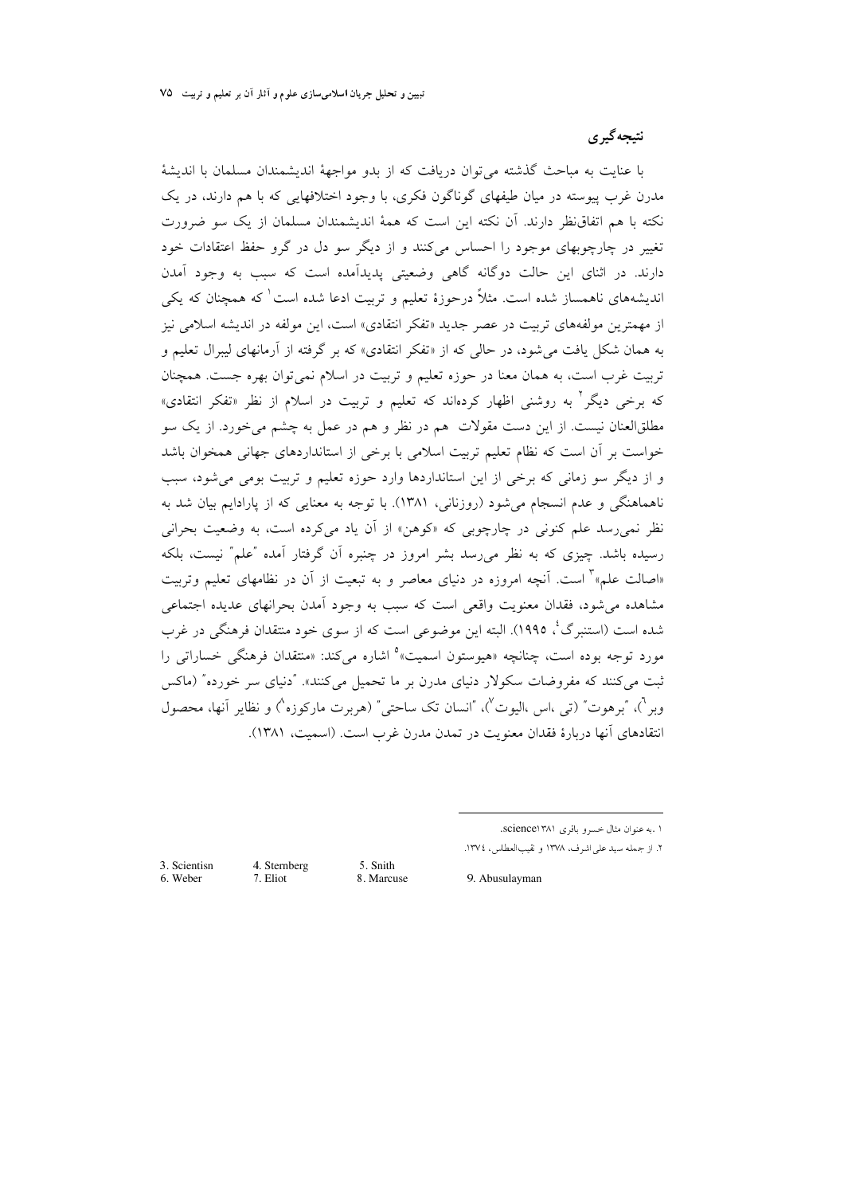## نتیجه‌گیری

با عنایت به مباحث گذشته می‌توان دریافت که از بدو مواجههٔ اندیشمندان مسلمان با اندیشهٔ مدرن غرب پیوسته در میان طیفهای گوناگون فکری، با وجود اختلافهایی که با هم دارند، در یک نکته با هم اتفاق‌نظر دارند. آن نکته این است که همهٔ اندیشمندان مسلمان از یک سو ضرورت تغییر در چارچوبهای موجود را احساس می‌کنند و از دیگر سو دل در گرو حفظ اعتقادات خود دارند. در اثنای این حالت دوگانه گاهی وضعیتی پدیدآمده است که سبب به وجود آمدن اندیشه‌های ناهمساز شده است. مثلاً درحوزهٔ تعلیم و تربیت ادعا شده است[1] که همچنان که یکی از مهمترین مولفه‌های تربیت در عصر جدید «تفکر انتقادی» است، این مولفه در اندیشه اسلامی نیز به همان شکل یافت می‌شود، در حالی که از «تفکر انتقادی» که بر گرفته از آرمانهای لیبرال تعلیم و تربیت غرب است، به همان معنا در حوزه تعلیم و تربیت در اسلام نمی‌توان بهره جست. همچنان که برخی دیگر[2] به روشنی اظهار کرده‌اند که تعلیم و تربیت در اسلام از نظر «تفکر انتقادی» مطلق‌العنان نیست. از این دست مقولات هم در نظر و هم در عمل به چشم می‌خورد. از یک سو خواست بر آن است که نظام تعلیم تربیت اسلامی با برخی از استانداردهای جهانی همخوان باشد و از دیگر سو زمانی که برخی از این استانداردها وارد حوزه تعلیم و تربیت بومی می‌شود، سبب ناهماهنگی و عدم انسجام می‌شود (روزنانی، ۱۳۸۱). با توجه به معنایی که از پارادایم بیان شد به نظر نمی‌رسد علم کنونی در چارچوبی که «کوهن» از آن یاد می‌کرده است، به وضعیت بحرانی رسیده باشد. چیزی که به نظر می‌رسد بشر امروز در چنبره آن گرفتار آمده "علم" نیست، بلکه «اصالت علم»[3] است. آنچه امروزه در دنیای معاصر و به تبعیت از آن در نظامهای تعلیم وتربیت مشاهده می‌شود، فقدان معنویت واقعی است که سبب به وجود آمدن بحرانهای عدیده اجتماعی شده است (استنبرگ[4]، ۱۹۹۵). البته این موضوعی است که از سوی خود منتقدان فرهنگی در غرب مورد توجه بوده است، چنانچه «هیوستون اسمیت»[5] اشاره می‌کند: «منتقدان فرهنگی خساراتی را ثبت می‌کنند که مفروضات سکولار دنیای مدرن بر ما تحمیل می‌کنند». "دنیای سر خورده" (ماکس وبر[6])، "برهوت" (تی ،اس ،الیوت[7])، "انسان تک ساحتی" (هربرت مارکوزه[8]) و نظایر آنها، محصول انتقادهای آنها دربارهٔ فقدان معنویت در تمدن مدرن غرب است. (اسمیت، ۱۳۸۱).

---

۱ .به عنوان مثال خسرو باقری science۱۳۸۱.

۲. از جمله سید علی اشرف، ۱۳۷۸ و نقیب‌العطاس، ۱۳۷٤.

3. Scientisn
4. Sternberg
5. Snith
6. Weber
7. Eliot
8. Marcuse
9. Abusulayman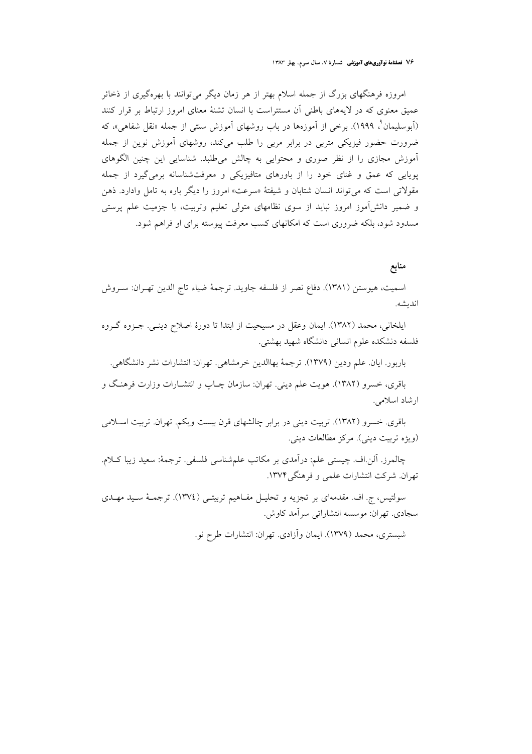امروزه فرهنگهای بزرگ از جمله اسلام بهتر از هر زمان دیگر می‌توانند با بهره‌گیری از ذخائر عمیق معنوی که در لایه‌های باطنی آن مستتراست با انسان تشنهٔ معنای امروز ارتباط بر قرار کنند (آبوسلیمان[9]، ۱۹۹۹). برخی از آموزه‌ها در باب روشهای آموزش سنتی از جمله «نقل شفاهی»، که ضرورت حضور فیزیکی متربی در برابر مربی را طلب می‌کند، روشهای آموزش نوین از جمله آموزش مجازی را از نظر صوری و محتوایی به چالش می‌طلبد. شناسایی این چنین الگوهای پویایی که عمق و غنای خود را از باورهای متافیزیکی و معرفت‌شناسانه برمی‌گیرد از جمله مقولاتی است که می‌تواند انسان شتابان و شیفتهٔ «سرعت» امروز را دیگر باره به تامل وادارد. ذهن و ضمیر دانش‌آموز امروز نباید از سوی نظامهای متولی تعلیم وتربیت، با جزمیت علم پرستی مسدود شود، بلکه ضروری است که امکانهای کسب معرفت پیوسته برای او فراهم شود.

## منابع

اسمیت، هیوستن (۱۳۸۱). دفاع نصر از فلسفه جاوید. ترجمهٔ ضیاء تاج الدین تهـران: سـروش اندیشه.

ایلخانی، محمد (۱۳۸۲). ایمان وعقل در مسیحیت از ابتدا تا دورهٔ اصلاح دینـی. جـزوه گـروه فلسفه دنشکده علوم انسانی دانشگاه شهید بهشتی.

باربور. ایان. علم ودین (۱۳۷۹). ترجمهٔ بهاالدین خرمشاهی. تهران: انتشارات نشر دانشگاهی.

باقری، خسرو (۱۳۸۲). هویت علم دینی. تهران: سازمان چـاپ و انتشـارات وزارت فرهنـگ و ارشاد اسلامی.

باقری. خسرو (۱۳۸۲). تربیت دینی در برابر چالشهای قرن بیست ویکم. تهران. تربیت اسـلامی (ویژه تربیت دینی). مرکز مطالعات دینی.

چالمرز. آلن.اف. چیستی علم: درآمدی بر مکاتب علم‌شناسی فلسفی. ترجمهٔ: سعید زیبا کـلام. تهران. شرکت انتشارات علمی و فرهنگی۱۳۷۴.

سولتیس، ج. اف. مقدمه‌ای بر تجزیه و تحلیـل مفـاهیم تربیتـی (۱۳۷٤). ترجمـهٔ سـید مهـدی سجادی. تهران: موسسه انتشاراتی سرآمد کاوش.

شبستری، محمد (۱۳۷۹). ایمان وآزادی. تهران: انتشارات طرح نو.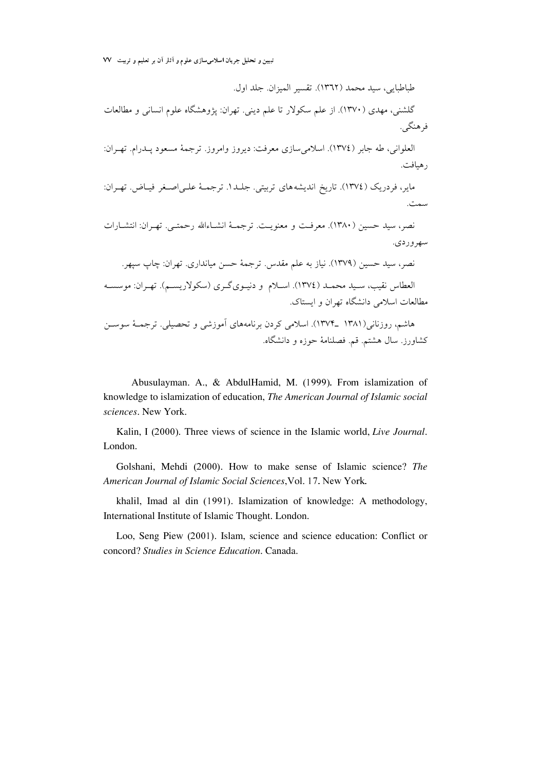طباطبایی، سید محمد (١٣٦٢). تفسیر المیزان. جلد اول.

گلشنی، مهدی (١٣٧٠). از علم سکولار تا علم دینی. تهران: پژوهشگاه علوم انسانی و مطالعات فرهنگی.

العلوانی، طه جابر (١٣٧٤). اسلامی‌سازی معرفت: دیروز وامروز. ترجمهٔ مسعود پـدرام. تهـران: رهیافت.

مایر، فردریک (١٣٧٤). تاریخ اندیشه‌های تربیتی. جلـد١. ترجمـهٔ علـی‌اصـغر فیـاض. تهـران: سمت.

نصر، سید حسین (١٣٨٠). معرفـت و معنویـت. ترجمـهٔ انشـاءالله رحمتـی. تهـران: انتشـارات سهروردی.

نصر، سید حسین (١٣٧٩). نیاز به علم مقدس. ترجمهٔ حسن میانداری. تهران: چاپ سپهر.

العطاس نقیب، سـید محمـد (١٣٧٤). اسـلام و دنیـوی‌گـری (سکولاریسـم). تهـران: موسسـه مطالعات اسلامی دانشگاه تهران و ایستاک.

هاشم، روزنانی(١٣٨١ ـ١٣٧۴). اسلامی کردن برنامه‌های آموزشی و تحصیلی. ترجمـهٔ سوسـن کشاورز. سال هشتم. قم. فصلنامهٔ حوزه و دانشگاه.

Abusulayman. A., & AbdulHamid, M. (1999). From islamization of knowledge to islamization of education, *The American Journal of Islamic social sciences*. New York.

Kalin, I (2000). Three views of science in the Islamic world, *Live Journal*. London.

Golshani, Mehdi (2000). How to make sense of Islamic science? *The American Journal of Islamic Social Sciences*, Vol. 17. New York.

khalil, Imad al din (1991). Islamization of knowledge: A methodology, International Institute of Islamic Thought. London.

Loo, Seng Piew (2001). Islam, science and science education: Conflict or concord? *Studies in Science Education*. Canada.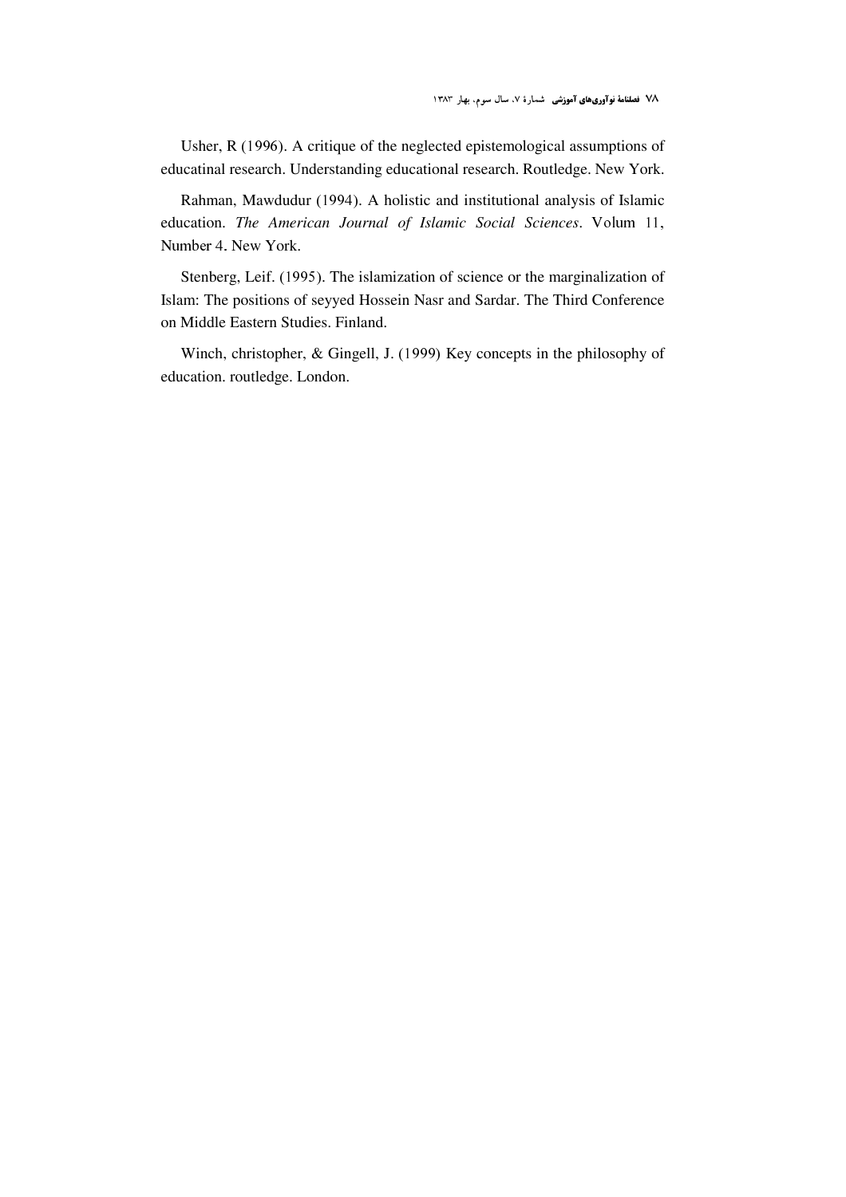Usher, R (1996). A critique of the neglected epistemological assumptions of educatinal research. Understanding educational research. Routledge. New York.

Rahman, Mawdudur (1994). A holistic and institutional analysis of Islamic education. *The American Journal of Islamic Social Sciences*. Volum 11, Number 4. New York.

Stenberg, Leif. (1995). The islamization of science or the marginalization of Islam: The positions of seyyed Hossein Nasr and Sardar. The Third Conference on Middle Eastern Studies. Finland.

Winch, christopher, & Gingell, J. (1999) Key concepts in the philosophy of education. routledge. London.